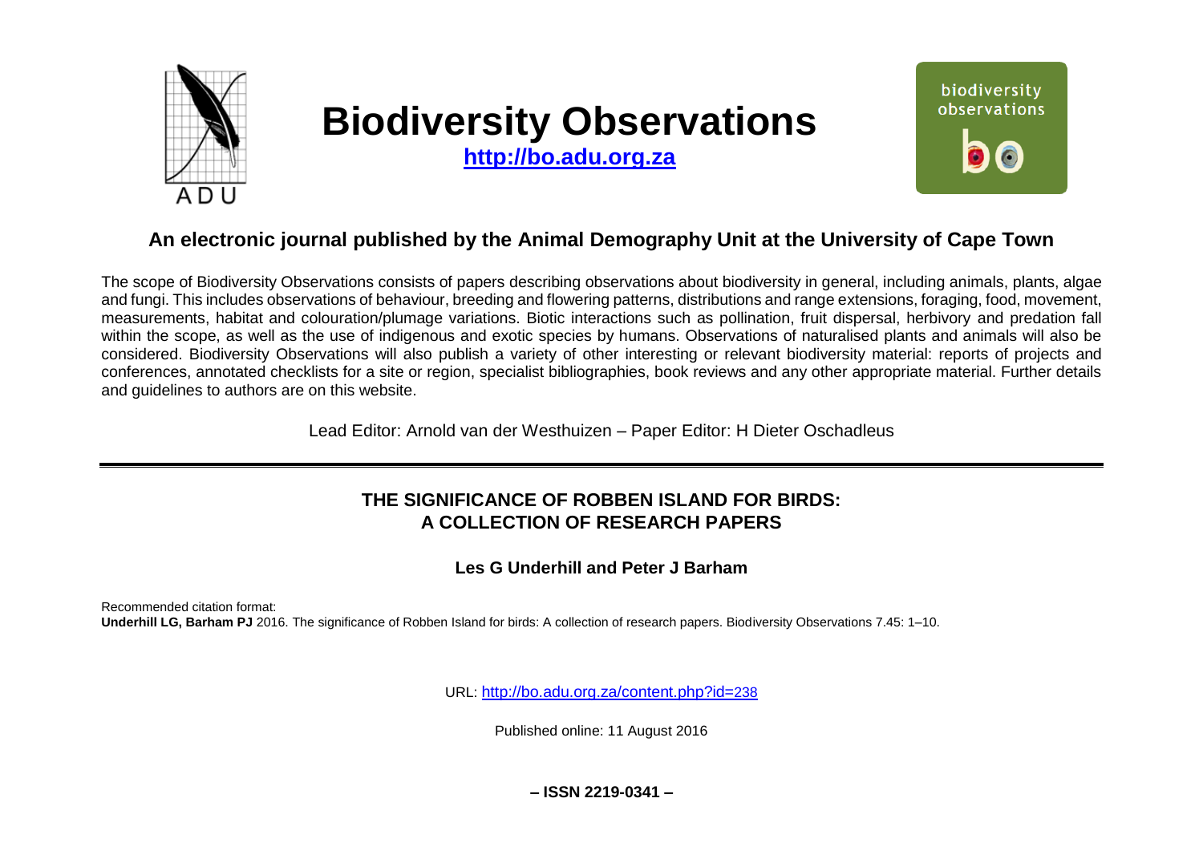# Biodiversity Observations

**http://bo.adu.org.za**

## An electronic journal published by the Animal Demography Unit at the University of Cape Town

The scope of Biodiversity Observations consists of papers describing observations about biodiversity in general, including animals, plants, algae and fungi. This includes observations of behaviour, breeding and flowering patterns, distributions and range extensions, foraging, food, movement, measurements, habitat and colouration/plumage variations. Biotic interactions such as pollination, fruit dispersal, herbivory and predation fall within the scope, as well as the use of indigenous and exotic species by humans. Observations of naturalised plants and animals will also be considered. Biodiversity Observations will also publish a variety of other interesting or relevant biodiversity material: reports of projects and conferences, annotated checklists for a site or region, specialist bibliographies, book reviews and any other appropriate material. Further details and guidelines to authors are on this website.

Lead Editor: Arnold van der Westhuizen – Paper Editor: H Dieter Oschadleus

---

# THE SIGNIFICANCE OF ROBBEN ISLAND FOR BIRDS: A COLLECTION OF RESEARCH PAPERS

**Les G Underhill and Peter J Barham**

Recommended citation format:
**Underhill LG, Barham PJ** 2016. The significance of Robben Island for birds: A collection of research papers. Biodiversity Observations 7.45: 1–10.

URL: http://bo.adu.org.za/content.php?id=238

Published online: 11 August 2016

**– ISSN 2219-0341 –**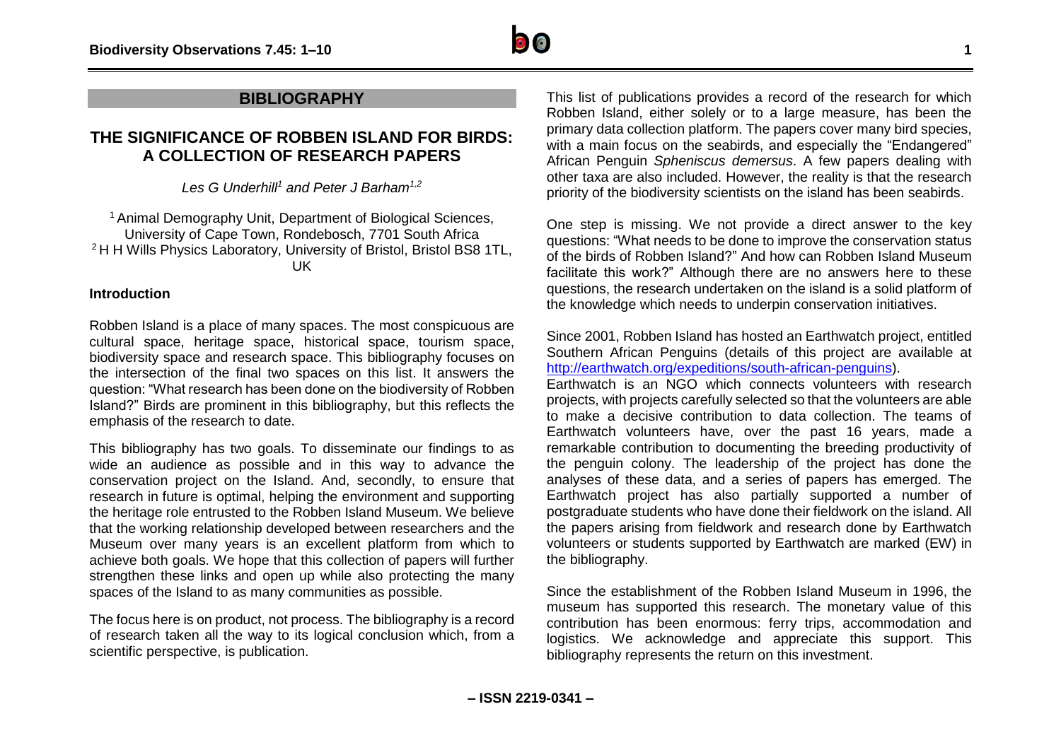## BIBLIOGRAPHY

# THE SIGNIFICANCE OF ROBBEN ISLAND FOR BIRDS: A COLLECTION OF RESEARCH PAPERS

*Les G Underhill*[1] *and Peter J Barham*[1,2]

[1] Animal Demography Unit, Department of Biological Sciences, University of Cape Town, Rondebosch, 7701 South Africa
[2] H H Wills Physics Laboratory, University of Bristol, Bristol BS8 1TL, UK

### Introduction

Robben Island is a place of many spaces. The most conspicuous are cultural space, heritage space, historical space, tourism space, biodiversity space and research space. This bibliography focuses on the intersection of the final two spaces on this list. It answers the question: "What research has been done on the biodiversity of Robben Island?" Birds are prominent in this bibliography, but this reflects the emphasis of the research to date.

This bibliography has two goals. To disseminate our findings to as wide an audience as possible and in this way to advance the conservation project on the Island. And, secondly, to ensure that research in future is optimal, helping the environment and supporting the heritage role entrusted to the Robben Island Museum. We believe that the working relationship developed between researchers and the Museum over many years is an excellent platform from which to achieve both goals. We hope that this collection of papers will further strengthen these links and open up while also protecting the many spaces of the Island to as many communities as possible.

The focus here is on product, not process. The bibliography is a record of research taken all the way to its logical conclusion which, from a scientific perspective, is publication.

This list of publications provides a record of the research for which Robben Island, either solely or to a large measure, has been the primary data collection platform. The papers cover many bird species, with a main focus on the seabirds, and especially the "Endangered" African Penguin *Spheniscus demersus*. A few papers dealing with other taxa are also included. However, the reality is that the research priority of the biodiversity scientists on the island has been seabirds.

One step is missing. We not provide a direct answer to the key questions: "What needs to be done to improve the conservation status of the birds of Robben Island?" And how can Robben Island Museum facilitate this work?" Although there are no answers here to these questions, the research undertaken on the island is a solid platform of the knowledge which needs to underpin conservation initiatives.

Since 2001, Robben Island has hosted an Earthwatch project, entitled Southern African Penguins (details of this project are available at http://earthwatch.org/expeditions/south-african-penguins).
Earthwatch is an NGO which connects volunteers with research projects, with projects carefully selected so that the volunteers are able to make a decisive contribution to data collection. The teams of Earthwatch volunteers have, over the past 16 years, made a remarkable contribution to documenting the breeding productivity of the penguin colony. The leadership of the project has done the analyses of these data, and a series of papers has emerged. The Earthwatch project has also partially supported a number of postgraduate students who have done their fieldwork on the island. All the papers arising from fieldwork and research done by Earthwatch volunteers or students supported by Earthwatch are marked (EW) in the bibliography.

Since the establishment of the Robben Island Museum in 1996, the museum has supported this research. The monetary value of this contribution has been enormous: ferry trips, accommodation and logistics. We acknowledge and appreciate this support. This bibliography represents the return on this investment.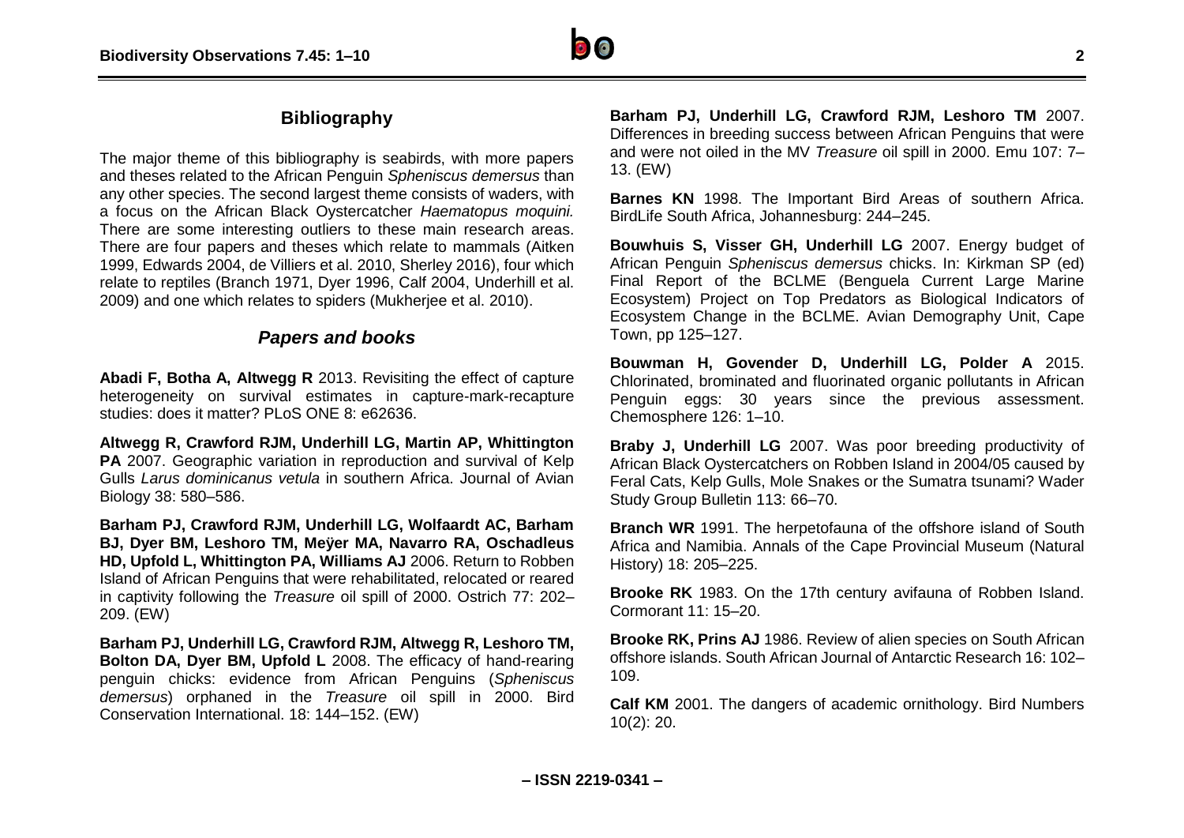## Bibliography

The major theme of this bibliography is seabirds, with more papers and theses related to the African Penguin *Spheniscus demersus* than any other species. The second largest theme consists of waders, with a focus on the African Black Oystercatcher *Haematopus moquini.* There are some interesting outliers to these main research areas. There are four papers and theses which relate to mammals (Aitken 1999, Edwards 2004, de Villiers et al. 2010, Sherley 2016), four which relate to reptiles (Branch 1971, Dyer 1996, Calf 2004, Underhill et al. 2009) and one which relates to spiders (Mukherjee et al. 2010).

### *Papers and books*

**Abadi F, Botha A, Altwegg R** 2013. Revisiting the effect of capture heterogeneity on survival estimates in capture-mark-recapture studies: does it matter? PLoS ONE 8: e62636.

**Altwegg R, Crawford RJM, Underhill LG, Martin AP, Whittington PA** 2007. Geographic variation in reproduction and survival of Kelp Gulls *Larus dominicanus vetula* in southern Africa. Journal of Avian Biology 38: 580–586.

**Barham PJ, Crawford RJM, Underhill LG, Wolfaardt AC, Barham BJ, Dyer BM, Leshoro TM, Meÿer MA, Navarro RA, Oschadleus HD, Upfold L, Whittington PA, Williams AJ** 2006. Return to Robben Island of African Penguins that were rehabilitated, relocated or reared in captivity following the *Treasure* oil spill of 2000. Ostrich 77: 202–209. (EW)

**Barham PJ, Underhill LG, Crawford RJM, Altwegg R, Leshoro TM, Bolton DA, Dyer BM, Upfold L** 2008. The efficacy of hand-rearing penguin chicks: evidence from African Penguins (*Spheniscus demersus*) orphaned in the *Treasure* oil spill in 2000. Bird Conservation International. 18: 144–152. (EW)

**Barham PJ, Underhill LG, Crawford RJM, Leshoro TM** 2007. Differences in breeding success between African Penguins that were and were not oiled in the MV *Treasure* oil spill in 2000. Emu 107: 7–13. (EW)

**Barnes KN** 1998. The Important Bird Areas of southern Africa. BirdLife South Africa, Johannesburg: 244–245.

**Bouwhuis S, Visser GH, Underhill LG** 2007. Energy budget of African Penguin *Spheniscus demersus* chicks. In: Kirkman SP (ed) Final Report of the BCLME (Benguela Current Large Marine Ecosystem) Project on Top Predators as Biological Indicators of Ecosystem Change in the BCLME. Avian Demography Unit, Cape Town, pp 125–127.

**Bouwman H, Govender D, Underhill LG, Polder A** 2015. Chlorinated, brominated and fluorinated organic pollutants in African Penguin eggs: 30 years since the previous assessment. Chemosphere 126: 1–10.

**Braby J, Underhill LG** 2007. Was poor breeding productivity of African Black Oystercatchers on Robben Island in 2004/05 caused by Feral Cats, Kelp Gulls, Mole Snakes or the Sumatra tsunami? Wader Study Group Bulletin 113: 66–70.

**Branch WR** 1991. The herpetofauna of the offshore island of South Africa and Namibia. Annals of the Cape Provincial Museum (Natural History) 18: 205–225.

**Brooke RK** 1983. On the 17th century avifauna of Robben Island. Cormorant 11: 15–20.

**Brooke RK, Prins AJ** 1986. Review of alien species on South African offshore islands. South African Journal of Antarctic Research 16: 102–109.

**Calf KM** 2001. The dangers of academic ornithology. Bird Numbers 10(2): 20.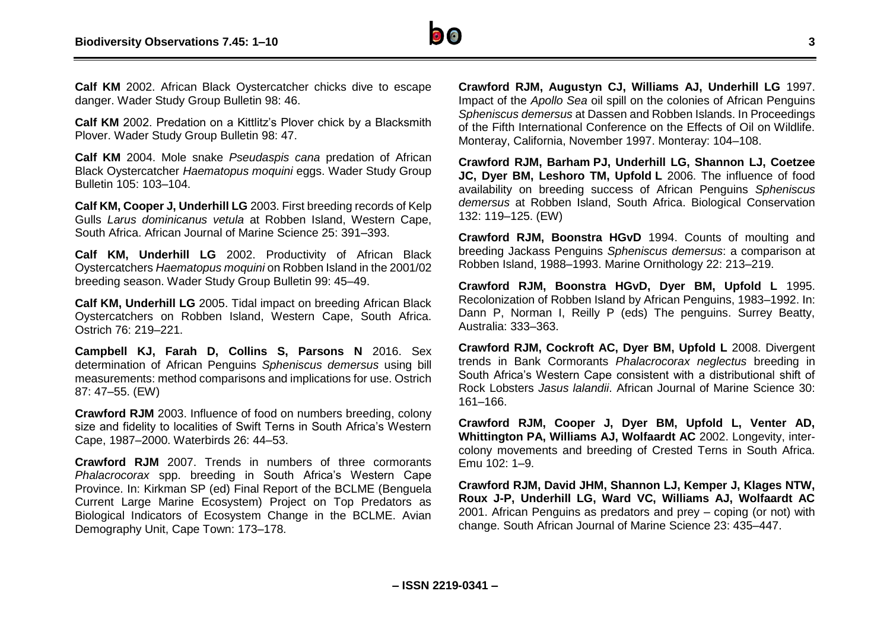**Calf KM** 2002. African Black Oystercatcher chicks dive to escape danger. Wader Study Group Bulletin 98: 46.

**Calf KM** 2002. Predation on a Kittlitz's Plover chick by a Blacksmith Plover. Wader Study Group Bulletin 98: 47.

**Calf KM** 2004. Mole snake *Pseudaspis cana* predation of African Black Oystercatcher *Haematopus moquini* eggs. Wader Study Group Bulletin 105: 103–104.

**Calf KM, Cooper J, Underhill LG** 2003. First breeding records of Kelp Gulls *Larus dominicanus vetula* at Robben Island, Western Cape, South Africa. African Journal of Marine Science 25: 391–393.

**Calf KM, Underhill LG** 2002. Productivity of African Black Oystercatchers *Haematopus moquini* on Robben Island in the 2001/02 breeding season. Wader Study Group Bulletin 99: 45–49.

**Calf KM, Underhill LG** 2005. Tidal impact on breeding African Black Oystercatchers on Robben Island, Western Cape, South Africa. Ostrich 76: 219–221.

**Campbell KJ, Farah D, Collins S, Parsons N** 2016. Sex determination of African Penguins *Spheniscus demersus* using bill measurements: method comparisons and implications for use. Ostrich 87: 47–55. (EW)

**Crawford RJM** 2003. Influence of food on numbers breeding, colony size and fidelity to localities of Swift Terns in South Africa's Western Cape, 1987–2000. Waterbirds 26: 44–53.

**Crawford RJM** 2007. Trends in numbers of three cormorants *Phalacrocorax* spp. breeding in South Africa's Western Cape Province. In: Kirkman SP (ed) Final Report of the BCLME (Benguela Current Large Marine Ecosystem) Project on Top Predators as Biological Indicators of Ecosystem Change in the BCLME. Avian Demography Unit, Cape Town: 173–178.

**Crawford RJM, Augustyn CJ, Williams AJ, Underhill LG** 1997. Impact of the *Apollo Sea* oil spill on the colonies of African Penguins *Spheniscus demersus* at Dassen and Robben Islands. In Proceedings of the Fifth International Conference on the Effects of Oil on Wildlife. Monteray, California, November 1997. Monteray: 104–108.

**Crawford RJM, Barham PJ, Underhill LG, Shannon LJ, Coetzee JC, Dyer BM, Leshoro TM, Upfold L** 2006. The influence of food availability on breeding success of African Penguins *Spheniscus demersus* at Robben Island, South Africa. Biological Conservation 132: 119–125. (EW)

**Crawford RJM, Boonstra HGvD** 1994. Counts of moulting and breeding Jackass Penguins *Spheniscus demersus*: a comparison at Robben Island, 1988–1993. Marine Ornithology 22: 213–219.

**Crawford RJM, Boonstra HGvD, Dyer BM, Upfold L** 1995. Recolonization of Robben Island by African Penguins, 1983–1992. In: Dann P, Norman I, Reilly P (eds) The penguins. Surrey Beatty, Australia: 333–363.

**Crawford RJM, Cockroft AC, Dyer BM, Upfold L** 2008. Divergent trends in Bank Cormorants *Phalacrocorax neglectus* breeding in South Africa's Western Cape consistent with a distributional shift of Rock Lobsters *Jasus lalandii*. African Journal of Marine Science 30: 161–166.

**Crawford RJM, Cooper J, Dyer BM, Upfold L, Venter AD, Whittington PA, Williams AJ, Wolfaardt AC** 2002. Longevity, inter-colony movements and breeding of Crested Terns in South Africa. Emu 102: 1–9.

**Crawford RJM, David JHM, Shannon LJ, Kemper J, Klages NTW, Roux J-P, Underhill LG, Ward VC, Williams AJ, Wolfaardt AC** 2001. African Penguins as predators and prey – coping (or not) with change. South African Journal of Marine Science 23: 435–447.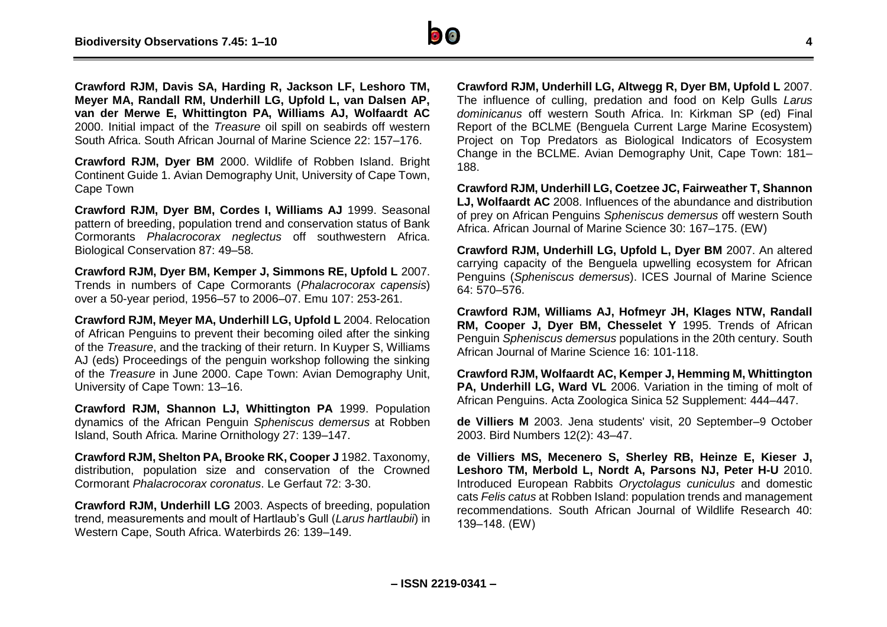**Crawford RJM, Davis SA, Harding R, Jackson LF, Leshoro TM, Meyer MA, Randall RM, Underhill LG, Upfold L, van Dalsen AP, van der Merwe E, Whittington PA, Williams AJ, Wolfaardt AC** 2000. Initial impact of the *Treasure* oil spill on seabirds off western South Africa. South African Journal of Marine Science 22: 157–176.

**Crawford RJM, Dyer BM** 2000. Wildlife of Robben Island. Bright Continent Guide 1. Avian Demography Unit, University of Cape Town, Cape Town

**Crawford RJM, Dyer BM, Cordes I, Williams AJ** 1999. Seasonal pattern of breeding, population trend and conservation status of Bank Cormorants *Phalacrocorax neglectus* off southwestern Africa. Biological Conservation 87: 49–58.

**Crawford RJM, Dyer BM, Kemper J, Simmons RE, Upfold L** 2007. Trends in numbers of Cape Cormorants (*Phalacrocorax capensis*) over a 50-year period, 1956–57 to 2006–07. Emu 107: 253-261.

**Crawford RJM, Meyer MA, Underhill LG, Upfold L** 2004. Relocation of African Penguins to prevent their becoming oiled after the sinking of the *Treasure*, and the tracking of their return. In Kuyper S, Williams AJ (eds) Proceedings of the penguin workshop following the sinking of the *Treasure* in June 2000. Cape Town: Avian Demography Unit, University of Cape Town: 13–16.

**Crawford RJM, Shannon LJ, Whittington PA** 1999. Population dynamics of the African Penguin *Spheniscus demersus* at Robben Island, South Africa. Marine Ornithology 27: 139–147.

**Crawford RJM, Shelton PA, Brooke RK, Cooper J** 1982. Taxonomy, distribution, population size and conservation of the Crowned Cormorant *Phalacrocorax coronatus*. Le Gerfaut 72: 3-30.

**Crawford RJM, Underhill LG** 2003. Aspects of breeding, population trend, measurements and moult of Hartlaub's Gull (*Larus hartlaubii*) in Western Cape, South Africa. Waterbirds 26: 139–149.

**Crawford RJM, Underhill LG, Altwegg R, Dyer BM, Upfold L** 2007. The influence of culling, predation and food on Kelp Gulls *Larus dominicanus* off western South Africa. In: Kirkman SP (ed) Final Report of the BCLME (Benguela Current Large Marine Ecosystem) Project on Top Predators as Biological Indicators of Ecosystem Change in the BCLME. Avian Demography Unit, Cape Town: 181–188.

**Crawford RJM, Underhill LG, Coetzee JC, Fairweather T, Shannon LJ, Wolfaardt AC** 2008. Influences of the abundance and distribution of prey on African Penguins *Spheniscus demersus* off western South Africa. African Journal of Marine Science 30: 167–175. (EW)

**Crawford RJM, Underhill LG, Upfold L, Dyer BM** 2007. An altered carrying capacity of the Benguela upwelling ecosystem for African Penguins (*Spheniscus demersus*). ICES Journal of Marine Science 64: 570–576.

**Crawford RJM, Williams AJ, Hofmeyr JH, Klages NTW, Randall RM, Cooper J, Dyer BM, Chesselet Y** 1995. Trends of African Penguin *Spheniscus demersus* populations in the 20th century. South African Journal of Marine Science 16: 101-118.

**Crawford RJM, Wolfaardt AC, Kemper J, Hemming M, Whittington PA, Underhill LG, Ward VL** 2006. Variation in the timing of molt of African Penguins. Acta Zoologica Sinica 52 Supplement: 444–447.

**de Villiers M** 2003. Jena students' visit, 20 September–9 October 2003. Bird Numbers 12(2): 43–47.

**de Villiers MS, Mecenero S, Sherley RB, Heinze E, Kieser J, Leshoro TM, Merbold L, Nordt A, Parsons NJ, Peter H-U** 2010. Introduced European Rabbits *Oryctolagus cuniculus* and domestic cats *Felis catus* at Robben Island: population trends and management recommendations. South African Journal of Wildlife Research 40: 139–148. (EW)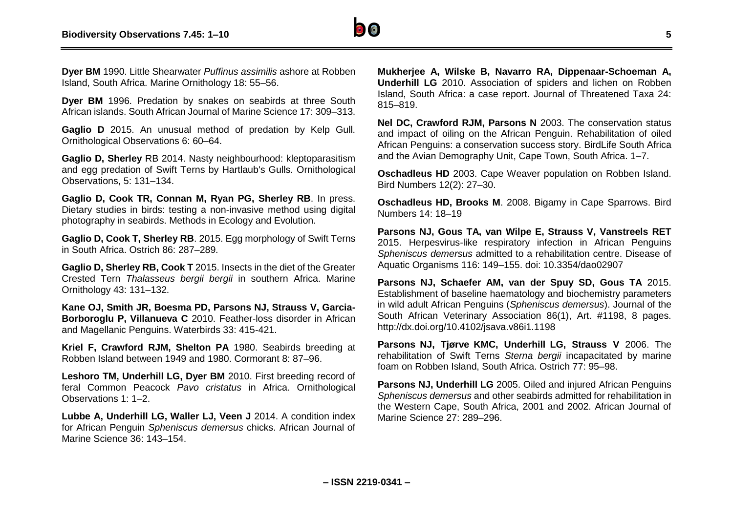**Dyer BM** 1990. Little Shearwater *Puffinus assimilis* ashore at Robben Island, South Africa. Marine Ornithology 18: 55–56.

**Dyer BM** 1996. Predation by snakes on seabirds at three South African islands. South African Journal of Marine Science 17: 309–313.

**Gaglio D** 2015. An unusual method of predation by Kelp Gull. Ornithological Observations 6: 60–64.

**Gaglio D, Sherley** RB 2014. Nasty neighbourhood: kleptoparasitism and egg predation of Swift Terns by Hartlaub's Gulls. Ornithological Observations, 5: 131–134.

**Gaglio D, Cook TR, Connan M, Ryan PG, Sherley RB**. In press. Dietary studies in birds: testing a non-invasive method using digital photography in seabirds. Methods in Ecology and Evolution.

**Gaglio D, Cook T, Sherley RB**. 2015. Egg morphology of Swift Terns in South Africa. Ostrich 86: 287–289.

**Gaglio D, Sherley RB, Cook T** 2015. Insects in the diet of the Greater Crested Tern *Thalasseus bergii bergii* in southern Africa. Marine Ornithology 43: 131–132.

**Kane OJ, Smith JR, Boesma PD, Parsons NJ, Strauss V, Garcia-Borboroglu P, Villanueva C** 2010. Feather-loss disorder in African and Magellanic Penguins. Waterbirds 33: 415-421.

**Kriel F, Crawford RJM, Shelton PA** 1980. Seabirds breeding at Robben Island between 1949 and 1980. Cormorant 8: 87–96.

**Leshoro TM, Underhill LG, Dyer BM** 2010. First breeding record of feral Common Peacock *Pavo cristatus* in Africa. Ornithological Observations 1: 1–2.

**Lubbe A, Underhill LG, Waller LJ, Veen J** 2014. A condition index for African Penguin *Spheniscus demersus* chicks. African Journal of Marine Science 36: 143–154.

**Mukherjee A, Wilske B, Navarro RA, Dippenaar-Schoeman A, Underhill LG** 2010. Association of spiders and lichen on Robben Island, South Africa: a case report. Journal of Threatened Taxa 24: 815–819.

**Nel DC, Crawford RJM, Parsons N** 2003. The conservation status and impact of oiling on the African Penguin. Rehabilitation of oiled African Penguins: a conservation success story. BirdLife South Africa and the Avian Demography Unit, Cape Town, South Africa. 1–7.

**Oschadleus HD** 2003. Cape Weaver population on Robben Island. Bird Numbers 12(2): 27–30.

**Oschadleus HD, Brooks M**. 2008. Bigamy in Cape Sparrows. Bird Numbers 14: 18–19

**Parsons NJ, Gous TA, van Wilpe E, Strauss V, Vanstreels RET** 2015. Herpesvirus-like respiratory infection in African Penguins *Spheniscus demersus* admitted to a rehabilitation centre. Disease of Aquatic Organisms 116: 149–155. doi: 10.3354/dao02907

**Parsons NJ, Schaefer AM, van der Spuy SD, Gous TA** 2015. Establishment of baseline haematology and biochemistry parameters in wild adult African Penguins (*Spheniscus demersus*). Journal of the South African Veterinary Association 86(1), Art. #1198, 8 pages. http://dx.doi.org/10.4102/jsava.v86i1.1198

**Parsons NJ, Tjørve KMC, Underhill LG, Strauss V** 2006. The rehabilitation of Swift Terns *Sterna bergii* incapacitated by marine foam on Robben Island, South Africa. Ostrich 77: 95–98.

**Parsons NJ, Underhill LG** 2005. Oiled and injured African Penguins *Spheniscus demersus* and other seabirds admitted for rehabilitation in the Western Cape, South Africa, 2001 and 2002. African Journal of Marine Science 27: 289–296.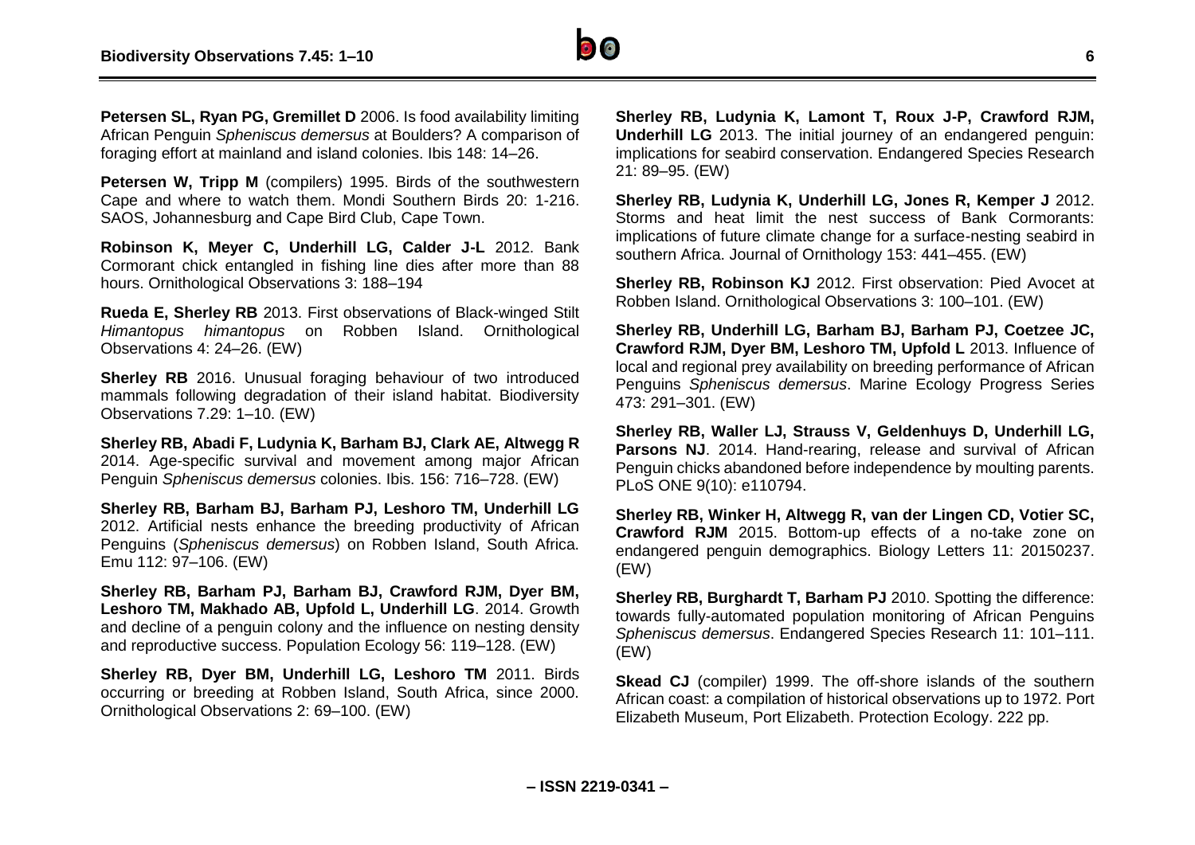**Petersen SL, Ryan PG, Gremillet D** 2006. Is food availability limiting African Penguin *Spheniscus demersus* at Boulders? A comparison of foraging effort at mainland and island colonies. Ibis 148: 14–26.

**Petersen W, Tripp M** (compilers) 1995. Birds of the southwestern Cape and where to watch them. Mondi Southern Birds 20: 1-216. SAOS, Johannesburg and Cape Bird Club, Cape Town.

**Robinson K, Meyer C, Underhill LG, Calder J-L** 2012. Bank Cormorant chick entangled in fishing line dies after more than 88 hours. Ornithological Observations 3: 188–194

**Rueda E, Sherley RB** 2013. First observations of Black-winged Stilt *Himantopus himantopus* on Robben Island. Ornithological Observations 4: 24–26. (EW)

**Sherley RB** 2016. Unusual foraging behaviour of two introduced mammals following degradation of their island habitat. Biodiversity Observations 7.29: 1–10. (EW)

**Sherley RB, Abadi F, Ludynia K, Barham BJ, Clark AE, Altwegg R** 2014. Age-specific survival and movement among major African Penguin *Spheniscus demersus* colonies. Ibis. 156: 716–728. (EW)

**Sherley RB, Barham BJ, Barham PJ, Leshoro TM, Underhill LG** 2012. Artificial nests enhance the breeding productivity of African Penguins (*Spheniscus demersus*) on Robben Island, South Africa. Emu 112: 97–106. (EW)

**Sherley RB, Barham PJ, Barham BJ, Crawford RJM, Dyer BM, Leshoro TM, Makhado AB, Upfold L, Underhill LG**. 2014. Growth and decline of a penguin colony and the influence on nesting density and reproductive success. Population Ecology 56: 119–128. (EW)

**Sherley RB, Dyer BM, Underhill LG, Leshoro TM** 2011. Birds occurring or breeding at Robben Island, South Africa, since 2000. Ornithological Observations 2: 69–100. (EW)

**Sherley RB, Ludynia K, Lamont T, Roux J-P, Crawford RJM, Underhill LG** 2013. The initial journey of an endangered penguin: implications for seabird conservation. Endangered Species Research 21: 89–95. (EW)

**Sherley RB, Ludynia K, Underhill LG, Jones R, Kemper J** 2012. Storms and heat limit the nest success of Bank Cormorants: implications of future climate change for a surface-nesting seabird in southern Africa. Journal of Ornithology 153: 441–455. (EW)

**Sherley RB, Robinson KJ** 2012. First observation: Pied Avocet at Robben Island. Ornithological Observations 3: 100–101. (EW)

**Sherley RB, Underhill LG, Barham BJ, Barham PJ, Coetzee JC, Crawford RJM, Dyer BM, Leshoro TM, Upfold L** 2013. Influence of local and regional prey availability on breeding performance of African Penguins *Spheniscus demersus*. Marine Ecology Progress Series 473: 291–301. (EW)

**Sherley RB, Waller LJ, Strauss V, Geldenhuys D, Underhill LG, Parsons NJ**. 2014. Hand-rearing, release and survival of African Penguin chicks abandoned before independence by moulting parents. PLoS ONE 9(10): e110794.

**Sherley RB, Winker H, Altwegg R, van der Lingen CD, Votier SC, Crawford RJM** 2015. Bottom-up effects of a no-take zone on endangered penguin demographics. Biology Letters 11: 20150237. (EW)

**Sherley RB, Burghardt T, Barham PJ** 2010. Spotting the difference: towards fully-automated population monitoring of African Penguins *Spheniscus demersus*. Endangered Species Research 11: 101–111. (EW)

**Skead CJ** (compiler) 1999. The off-shore islands of the southern African coast: a compilation of historical observations up to 1972. Port Elizabeth Museum, Port Elizabeth. Protection Ecology. 222 pp.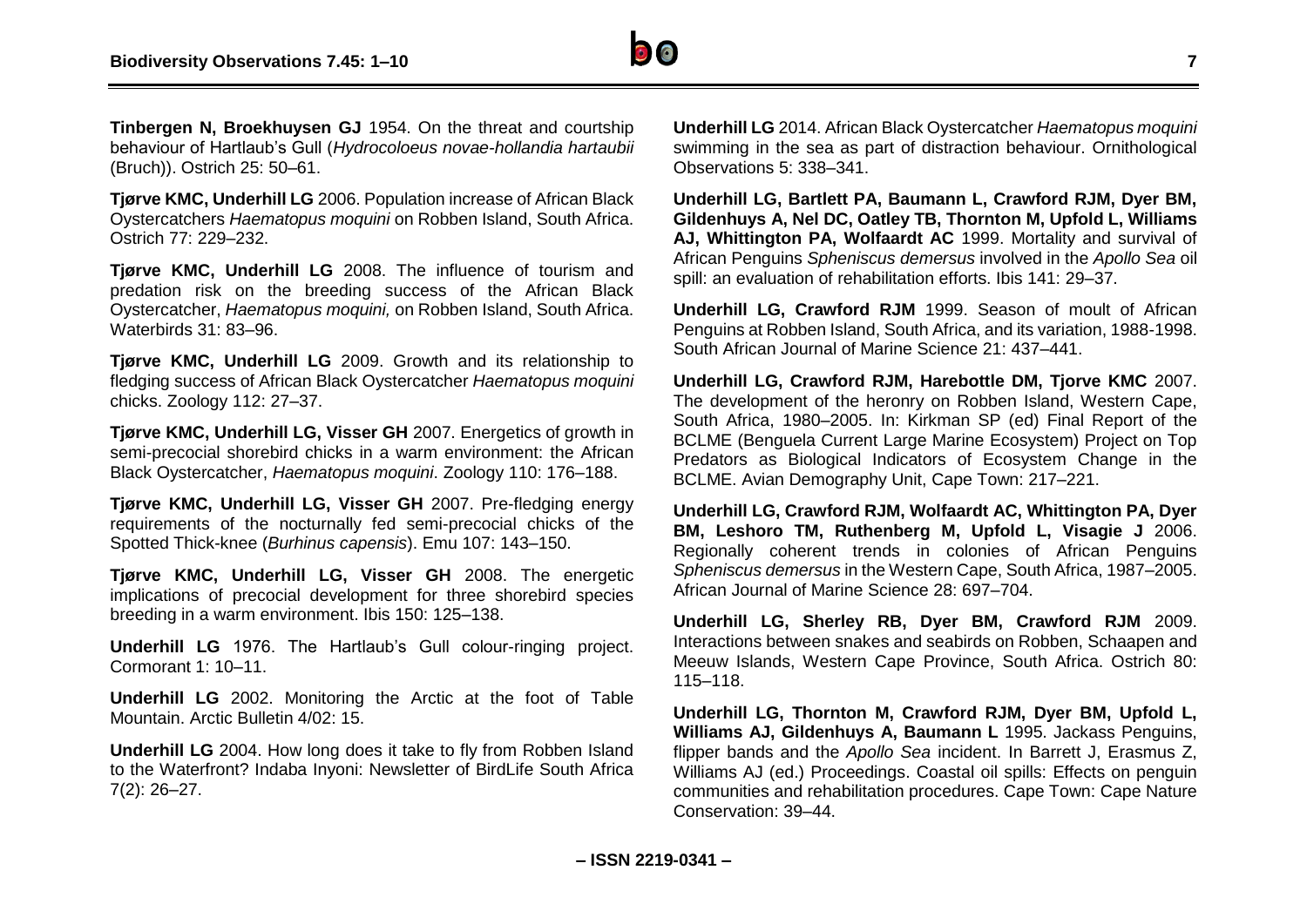**Tinbergen N, Broekhuysen GJ** 1954. On the threat and courtship behaviour of Hartlaub's Gull (*Hydrocoloeus novae-hollandia hartaubii* (Bruch)). Ostrich 25: 50–61.

**Tjørve KMC, Underhill LG** 2006. Population increase of African Black Oystercatchers *Haematopus moquini* on Robben Island, South Africa. Ostrich 77: 229–232.

**Tjørve KMC, Underhill LG** 2008. The influence of tourism and predation risk on the breeding success of the African Black Oystercatcher, *Haematopus moquini,* on Robben Island, South Africa. Waterbirds 31: 83–96.

**Tjørve KMC, Underhill LG** 2009. Growth and its relationship to fledging success of African Black Oystercatcher *Haematopus moquini* chicks. Zoology 112: 27–37.

**Tjørve KMC, Underhill LG, Visser GH** 2007. Energetics of growth in semi-precocial shorebird chicks in a warm environment: the African Black Oystercatcher, *Haematopus moquini*. Zoology 110: 176–188.

**Tjørve KMC, Underhill LG, Visser GH** 2007. Pre-fledging energy requirements of the nocturnally fed semi-precocial chicks of the Spotted Thick-knee (*Burhinus capensis*). Emu 107: 143–150.

**Tjørve KMC, Underhill LG, Visser GH** 2008. The energetic implications of precocial development for three shorebird species breeding in a warm environment. Ibis 150: 125–138.

**Underhill LG** 1976. The Hartlaub's Gull colour-ringing project. Cormorant 1: 10–11.

**Underhill LG** 2002. Monitoring the Arctic at the foot of Table Mountain. Arctic Bulletin 4/02: 15.

**Underhill LG** 2004. How long does it take to fly from Robben Island to the Waterfront? Indaba Inyoni: Newsletter of BirdLife South Africa 7(2): 26–27.

**Underhill LG** 2014. African Black Oystercatcher *Haematopus moquini* swimming in the sea as part of distraction behaviour. Ornithological Observations 5: 338–341.

**Underhill LG, Bartlett PA, Baumann L, Crawford RJM, Dyer BM, Gildenhuys A, Nel DC, Oatley TB, Thornton M, Upfold L, Williams AJ, Whittington PA, Wolfaardt AC** 1999. Mortality and survival of African Penguins *Spheniscus demersus* involved in the *Apollo Sea* oil spill: an evaluation of rehabilitation efforts. Ibis 141: 29–37.

**Underhill LG, Crawford RJM** 1999. Season of moult of African Penguins at Robben Island, South Africa, and its variation, 1988-1998. South African Journal of Marine Science 21: 437–441.

**Underhill LG, Crawford RJM, Harebottle DM, Tjorve KMC** 2007. The development of the heronry on Robben Island, Western Cape, South Africa, 1980–2005. In: Kirkman SP (ed) Final Report of the BCLME (Benguela Current Large Marine Ecosystem) Project on Top Predators as Biological Indicators of Ecosystem Change in the BCLME. Avian Demography Unit, Cape Town: 217–221.

**Underhill LG, Crawford RJM, Wolfaardt AC, Whittington PA, Dyer BM, Leshoro TM, Ruthenberg M, Upfold L, Visagie J** 2006. Regionally coherent trends in colonies of African Penguins *Spheniscus demersus* in the Western Cape, South Africa, 1987–2005. African Journal of Marine Science 28: 697–704.

**Underhill LG, Sherley RB, Dyer BM, Crawford RJM** 2009. Interactions between snakes and seabirds on Robben, Schaapen and Meeuw Islands, Western Cape Province, South Africa. Ostrich 80: 115–118.

**Underhill LG, Thornton M, Crawford RJM, Dyer BM, Upfold L, Williams AJ, Gildenhuys A, Baumann L** 1995. Jackass Penguins, flipper bands and the *Apollo Sea* incident. In Barrett J, Erasmus Z, Williams AJ (ed.) Proceedings. Coastal oil spills: Effects on penguin communities and rehabilitation procedures. Cape Town: Cape Nature Conservation: 39–44.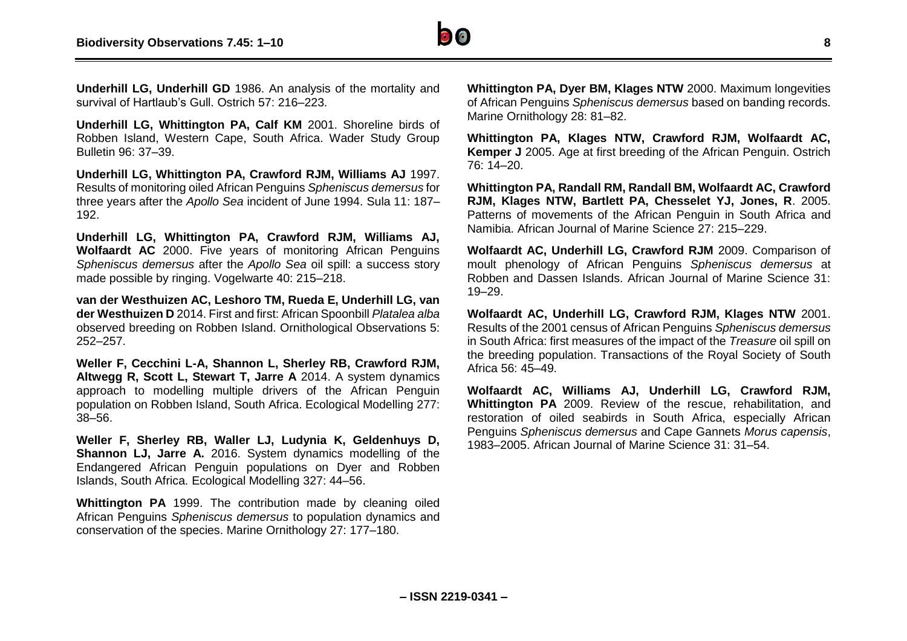**Underhill LG, Underhill GD** 1986. An analysis of the mortality and survival of Hartlaub's Gull. Ostrich 57: 216–223.

**Underhill LG, Whittington PA, Calf KM** 2001. Shoreline birds of Robben Island, Western Cape, South Africa. Wader Study Group Bulletin 96: 37–39.

**Underhill LG, Whittington PA, Crawford RJM, Williams AJ** 1997. Results of monitoring oiled African Penguins *Spheniscus demersus* for three years after the *Apollo Sea* incident of June 1994. Sula 11: 187–192.

**Underhill LG, Whittington PA, Crawford RJM, Williams AJ, Wolfaardt AC** 2000. Five years of monitoring African Penguins *Spheniscus demersus* after the *Apollo Sea* oil spill: a success story made possible by ringing. Vogelwarte 40: 215–218.

**van der Westhuizen AC, Leshoro TM, Rueda E, Underhill LG, van der Westhuizen D** 2014. First and first: African Spoonbill *Platalea alba* observed breeding on Robben Island. Ornithological Observations 5: 252–257.

**Weller F, Cecchini L-A, Shannon L, Sherley RB, Crawford RJM, Altwegg R, Scott L, Stewart T, Jarre A** 2014. A system dynamics approach to modelling multiple drivers of the African Penguin population on Robben Island, South Africa. Ecological Modelling 277: 38–56.

**Weller F, Sherley RB, Waller LJ, Ludynia K, Geldenhuys D, Shannon LJ, Jarre A.** 2016. System dynamics modelling of the Endangered African Penguin populations on Dyer and Robben Islands, South Africa. Ecological Modelling 327: 44–56.

**Whittington PA** 1999. The contribution made by cleaning oiled African Penguins *Spheniscus demersus* to population dynamics and conservation of the species. Marine Ornithology 27: 177–180.

**Whittington PA, Dyer BM, Klages NTW** 2000. Maximum longevities of African Penguins *Spheniscus demersus* based on banding records. Marine Ornithology 28: 81–82.

**Whittington PA, Klages NTW, Crawford RJM, Wolfaardt AC, Kemper J** 2005. Age at first breeding of the African Penguin. Ostrich 76: 14–20.

**Whittington PA, Randall RM, Randall BM, Wolfaardt AC, Crawford RJM, Klages NTW, Bartlett PA, Chesselet YJ, Jones, R**. 2005. Patterns of movements of the African Penguin in South Africa and Namibia. African Journal of Marine Science 27: 215–229.

**Wolfaardt AC, Underhill LG, Crawford RJM** 2009. Comparison of moult phenology of African Penguins *Spheniscus demersus* at Robben and Dassen Islands. African Journal of Marine Science 31: 19–29.

**Wolfaardt AC, Underhill LG, Crawford RJM, Klages NTW** 2001. Results of the 2001 census of African Penguins *Spheniscus demersus* in South Africa: first measures of the impact of the *Treasure* oil spill on the breeding population. Transactions of the Royal Society of South Africa 56: 45–49.

**Wolfaardt AC, Williams AJ, Underhill LG, Crawford RJM, Whittington PA** 2009. Review of the rescue, rehabilitation, and restoration of oiled seabirds in South Africa, especially African Penguins *Spheniscus demersus* and Cape Gannets *Morus capensis*, 1983–2005. African Journal of Marine Science 31: 31–54.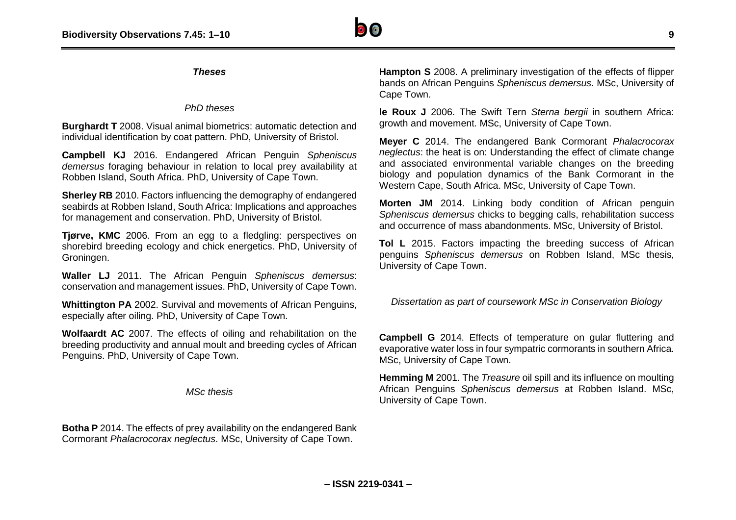### *Theses*

#### *PhD theses*

**Burghardt T** 2008. Visual animal biometrics: automatic detection and individual identification by coat pattern. PhD, University of Bristol.

**Campbell KJ** 2016. Endangered African Penguin *Spheniscus demersus* foraging behaviour in relation to local prey availability at Robben Island, South Africa. PhD, University of Cape Town.

**Sherley RB** 2010. Factors influencing the demography of endangered seabirds at Robben Island, South Africa: Implications and approaches for management and conservation. PhD, University of Bristol.

**Tjørve, KMC** 2006. From an egg to a fledgling: perspectives on shorebird breeding ecology and chick energetics. PhD, University of Groningen.

**Waller LJ** 2011. The African Penguin *Spheniscus demersus*: conservation and management issues. PhD, University of Cape Town.

**Whittington PA** 2002. Survival and movements of African Penguins, especially after oiling. PhD, University of Cape Town.

**Wolfaardt AC** 2007. The effects of oiling and rehabilitation on the breeding productivity and annual moult and breeding cycles of African Penguins. PhD, University of Cape Town.

#### *MSc thesis*

**Botha P** 2014. The effects of prey availability on the endangered Bank Cormorant *Phalacrocorax neglectus*. MSc, University of Cape Town.

**Hampton S** 2008. A preliminary investigation of the effects of flipper bands on African Penguins *Spheniscus demersus*. MSc, University of Cape Town.

**le Roux J** 2006. The Swift Tern *Sterna bergii* in southern Africa: growth and movement. MSc, University of Cape Town.

**Meyer C** 2014. The endangered Bank Cormorant *Phalacrocorax neglectus*: the heat is on: Understanding the effect of climate change and associated environmental variable changes on the breeding biology and population dynamics of the Bank Cormorant in the Western Cape, South Africa. MSc, University of Cape Town.

**Morten JM** 2014. Linking body condition of African penguin *Spheniscus demersus* chicks to begging calls, rehabilitation success and occurrence of mass abandonments. MSc, University of Bristol.

**Tol L** 2015. Factors impacting the breeding success of African penguins *Spheniscus demersus* on Robben Island, MSc thesis, University of Cape Town.

#### *Dissertation as part of coursework MSc in Conservation Biology*

**Campbell G** 2014. Effects of temperature on gular fluttering and evaporative water loss in four sympatric cormorants in southern Africa. MSc, University of Cape Town.

**Hemming M** 2001. The *Treasure* oil spill and its influence on moulting African Penguins *Spheniscus demersus* at Robben Island. MSc, University of Cape Town.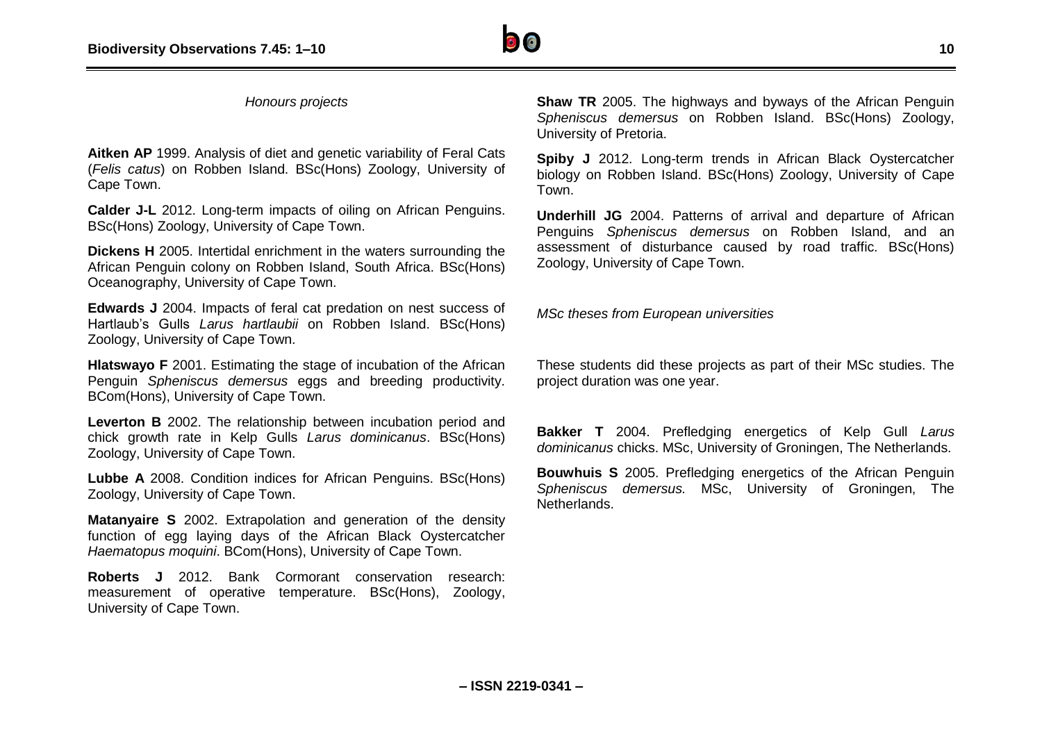*Honours projects*

**Aitken AP** 1999. Analysis of diet and genetic variability of Feral Cats (*Felis catus*) on Robben Island. BSc(Hons) Zoology, University of Cape Town.

**Calder J-L** 2012. Long-term impacts of oiling on African Penguins. BSc(Hons) Zoology, University of Cape Town.

**Dickens H** 2005. Intertidal enrichment in the waters surrounding the African Penguin colony on Robben Island, South Africa. BSc(Hons) Oceanography, University of Cape Town.

**Edwards J** 2004. Impacts of feral cat predation on nest success of Hartlaub's Gulls *Larus hartlaubii* on Robben Island. BSc(Hons) Zoology, University of Cape Town.

**Hlatswayo F** 2001. Estimating the stage of incubation of the African Penguin *Spheniscus demersus* eggs and breeding productivity. BCom(Hons), University of Cape Town.

**Leverton B** 2002. The relationship between incubation period and chick growth rate in Kelp Gulls *Larus dominicanus*. BSc(Hons) Zoology, University of Cape Town.

**Lubbe A** 2008. Condition indices for African Penguins. BSc(Hons) Zoology, University of Cape Town.

**Matanyaire S** 2002. Extrapolation and generation of the density function of egg laying days of the African Black Oystercatcher *Haematopus moquini*. BCom(Hons), University of Cape Town.

**Roberts J** 2012. Bank Cormorant conservation research: measurement of operative temperature. BSc(Hons), Zoology, University of Cape Town.

**Shaw TR** 2005. The highways and byways of the African Penguin *Spheniscus demersus* on Robben Island. BSc(Hons) Zoology, University of Pretoria.

**Spiby J** 2012. Long-term trends in African Black Oystercatcher biology on Robben Island. BSc(Hons) Zoology, University of Cape Town.

**Underhill JG** 2004. Patterns of arrival and departure of African Penguins *Spheniscus demersus* on Robben Island, and an assessment of disturbance caused by road traffic. BSc(Hons) Zoology, University of Cape Town.

*MSc theses from European universities*

These students did these projects as part of their MSc studies. The project duration was one year.

**Bakker T** 2004. Prefledging energetics of Kelp Gull *Larus dominicanus* chicks. MSc, University of Groningen, The Netherlands.

**Bouwhuis S** 2005. Prefledging energetics of the African Penguin *Spheniscus demersus.* MSc, University of Groningen, The Netherlands.